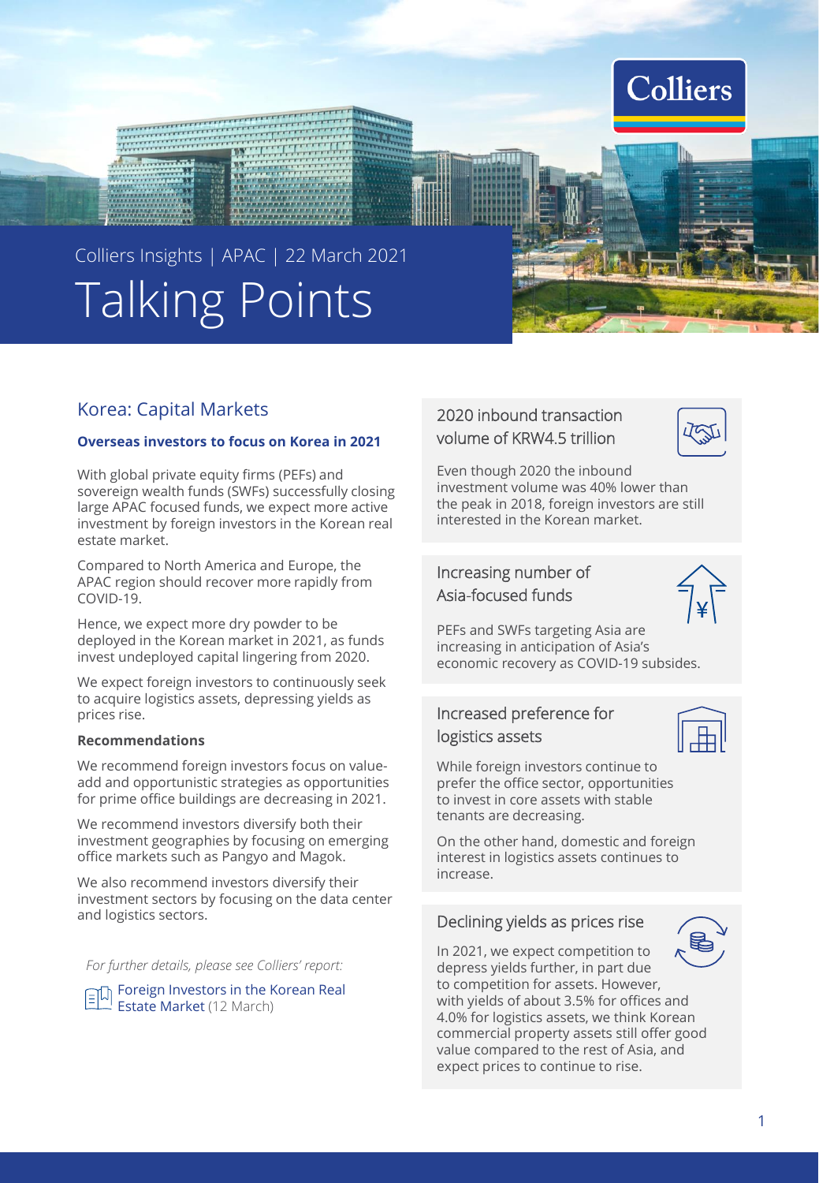Colliers Insights | APAC | 22 March 2021

# Talking Points

## Korea: Capital Markets

**Overseas investors to focus on Korea in 2021**

With global private equity firms (PEFs) and sovereign wealth funds (SWFs) successfully closing large APAC focused funds, we expect more active investment by foreign investors in the Korean real estate market.

Compared to North America and Europe, the APAC region should recover more rapidly from COVID-19.

Hence, we expect more dry powder to be deployed in the Korean market in 2021, as funds invest undeployed capital lingering from 2020.

We expect foreign investors to continuously seek to acquire logistics assets, depressing yields as prices rise.

**Recommendations**

We recommend foreign investors focus on value-add and opportunistic strategies as opportunities for prime office buildings are decreasing in 2021.

We recommend investors diversify both their investment geographies by focusing on emerging office markets such as Pangyo and Magok.

We also recommend investors diversify their investment sectors by focusing on the data center and logistics sectors.

*For further details, please see Colliers' report:*

Foreign Investors in the Korean Real Estate Market (12 March)

### 2020 inbound transaction volume of KRW4.5 trillion

Even though 2020 the inbound investment volume was 40% lower than the peak in 2018, foreign investors are still interested in the Korean market.

### Increasing number of Asia-focused funds

PEFs and SWFs targeting Asia are increasing in anticipation of Asia's economic recovery as COVID-19 subsides.

### Increased preference for logistics assets

While foreign investors continue to prefer the office sector, opportunities to invest in core assets with stable tenants are decreasing.

On the other hand, domestic and foreign interest in logistics assets continues to increase.

### Declining yields as prices rise

In 2021, we expect competition to depress yields further, in part due to competition for assets. However, with yields of about 3.5% for offices and 4.0% for logistics assets, we think Korean commercial property assets still offer good value compared to the rest of Asia, and expect prices to continue to rise.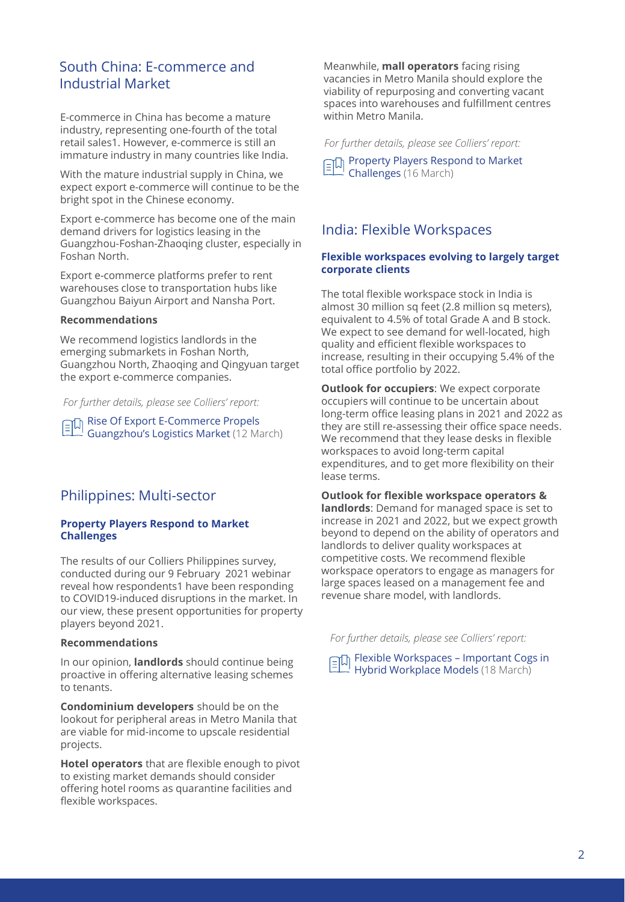## South China: E-commerce and Industrial Market

E-commerce in China has become a mature industry, representing one-fourth of the total retail sales[1]. However, e-commerce is still an immature industry in many countries like India.

With the mature industrial supply in China, we expect export e-commerce will continue to be the bright spot in the Chinese economy.

Export e-commerce has become one of the main demand drivers for logistics leasing in the Guangzhou-Foshan-Zhaoqing cluster, especially in Foshan North.

Export e-commerce platforms prefer to rent warehouses close to transportation hubs like Guangzhou Baiyun Airport and Nansha Port.

**Recommendations**

We recommend logistics landlords in the emerging submarkets in Foshan North, Guangzhou North, Zhaoqing and Qingyuan target the export e-commerce companies.

*For further details, please see Colliers' report:*

Rise Of Export E-Commerce Propels Guangzhou's Logistics Market (12 March)

## Philippines: Multi-sector

### Property Players Respond to Market Challenges

The results of our Colliers Philippines survey, conducted during our 9 February 2021 webinar reveal how respondents[1] have been responding to COVID19-induced disruptions in the market. In our view, these present opportunities for property players beyond 2021.

**Recommendations**

In our opinion, **landlords** should continue being proactive in offering alternative leasing schemes to tenants.

**Condominium developers** should be on the lookout for peripheral areas in Metro Manila that are viable for mid-income to upscale residential projects.

**Hotel operators** that are flexible enough to pivot to existing market demands should consider offering hotel rooms as quarantine facilities and flexible workspaces.

Meanwhile, **mall operators** facing rising vacancies in Metro Manila should explore the viability of repurposing and converting vacant spaces into warehouses and fulfillment centres within Metro Manila.

*For further details, please see Colliers' report:*

Property Players Respond to Market Challenges (16 March)

## India: Flexible Workspaces

### Flexible workspaces evolving to largely target corporate clients

The total flexible workspace stock in India is almost 30 million sq feet (2.8 million sq meters), equivalent to 4.5% of total Grade A and B stock. We expect to see demand for well-located, high quality and efficient flexible workspaces to increase, resulting in their occupying 5.4% of the total office portfolio by 2022.

**Outlook for occupiers**: We expect corporate occupiers will continue to be uncertain about long-term office leasing plans in 2021 and 2022 as they are still re-assessing their office space needs. We recommend that they lease desks in flexible workspaces to avoid long-term capital expenditures, and to get more flexibility on their lease terms.

**Outlook for flexible workspace operators & landlords**: Demand for managed space is set to increase in 2021 and 2022, but we expect growth beyond to depend on the ability of operators and landlords to deliver quality workspaces at competitive costs. We recommend flexible workspace operators to engage as managers for large spaces leased on a management fee and revenue share model, with landlords.

*For further details, please see Colliers' report:*

Flexible Workspaces – Important Cogs in Hybrid Workplace Models (18 March)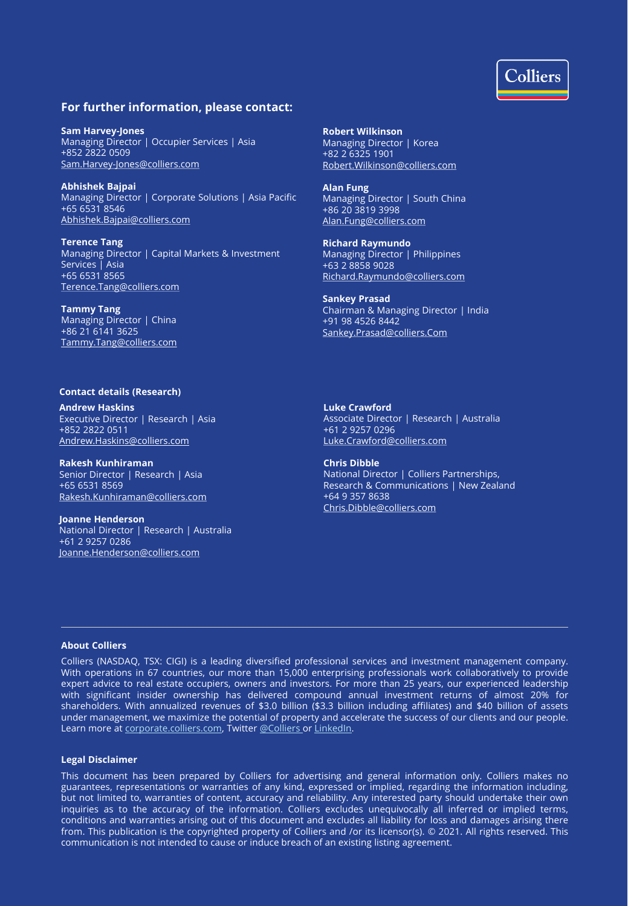## For further information, please contact:

**Sam Harvey-Jones**
Managing Director | Occupier Services | Asia
+852 2822 0509
Sam.Harvey-Jones@colliers.com

**Abhishek Bajpai**
Managing Director | Corporate Solutions | Asia Pacific
+65 6531 8546
Abhishek.Bajpai@colliers.com

**Terence Tang**
Managing Director | Capital Markets & Investment Services | Asia
+65 6531 8565
Terence.Tang@colliers.com

**Tammy Tang**
Managing Director | China
+86 21 6141 3625
Tammy.Tang@colliers.com

**Robert Wilkinson**
Managing Director | Korea
+82 2 6325 1901
Robert.Wilkinson@colliers.com

**Alan Fung**
Managing Director | South China
+86 20 3819 3998
Alan.Fung@colliers.com

**Richard Raymundo**
Managing Director | Philippines
+63 2 8858 9028
Richard.Raymundo@colliers.com

**Sankey Prasad**
Chairman & Managing Director | India
+91 98 4526 8442
Sankey.Prasad@colliers.Com

### Contact details (Research)

**Andrew Haskins**
Executive Director | Research | Asia
+852 2822 0511
Andrew.Haskins@colliers.com

**Rakesh Kunhiraman**
Senior Director | Research | Asia
+65 6531 8569
Rakesh.Kunhiraman@colliers.com

**Joanne Henderson**
National Director | Research | Australia
+61 2 9257 0286
Joanne.Henderson@colliers.com

**Luke Crawford**
Associate Director | Research | Australia
+61 2 9257 0296
Luke.Crawford@colliers.com

**Chris Dibble**
National Director | Colliers Partnerships, Research & Communications | New Zealand
+64 9 357 8638
Chris.Dibble@colliers.com

### About Colliers

Colliers (NASDAQ, TSX: CIGI) is a leading diversified professional services and investment management company. With operations in 67 countries, our more than 15,000 enterprising professionals work collaboratively to provide expert advice to real estate occupiers, owners and investors. For more than 25 years, our experienced leadership with significant insider ownership has delivered compound annual investment returns of almost 20% for shareholders. With annualized revenues of $3.0 billion ($3.3 billion including affiliates) and $40 billion of assets under management, we maximize the potential of property and accelerate the success of our clients and our people. Learn more at corporate.colliers.com, Twitter @Colliers or LinkedIn.

### Legal Disclaimer

This document has been prepared by Colliers for advertising and general information only. Colliers makes no guarantees, representations or warranties of any kind, expressed or implied, regarding the information including, but not limited to, warranties of content, accuracy and reliability. Any interested party should undertake their own inquiries as to the accuracy of the information. Colliers excludes unequivocally all inferred or implied terms, conditions and warranties arising out of this document and excludes all liability for loss and damages arising there from. This publication is the copyrighted property of Colliers and /or its licensor(s). © 2021. All rights reserved. This communication is not intended to cause or induce breach of an existing listing agreement.